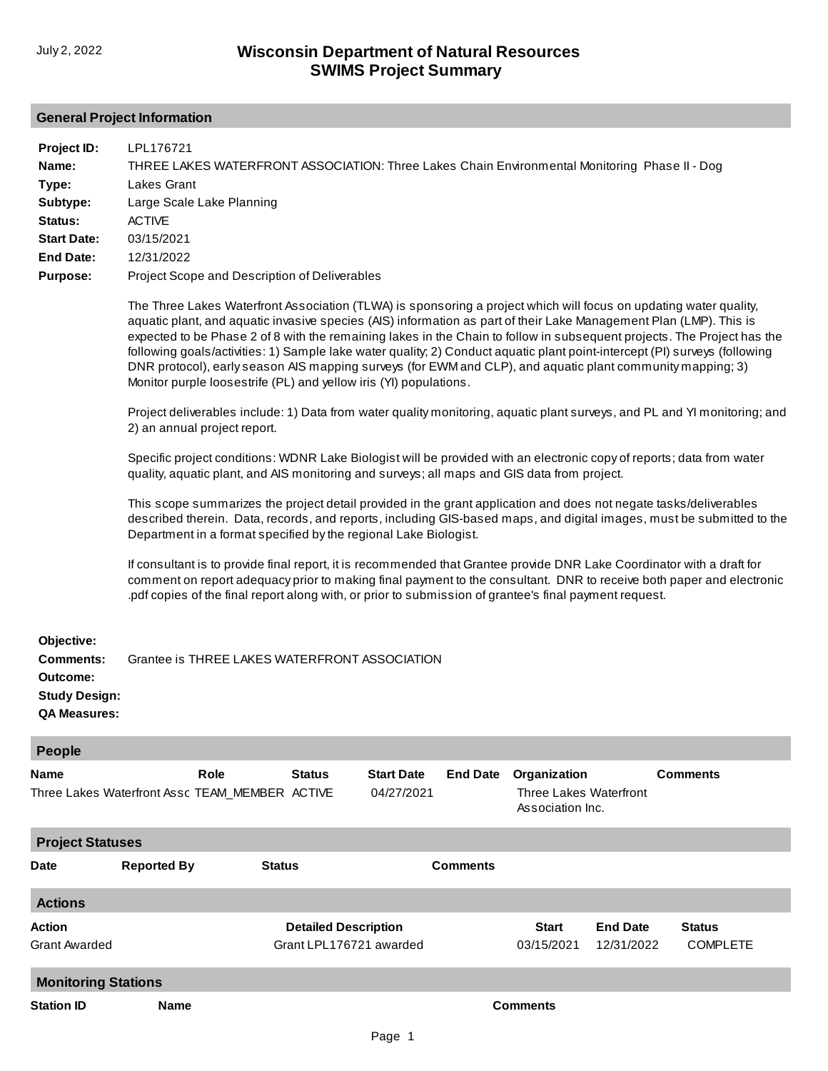July 2, 2022

# Wisconsin Department of Natural Resources
# SWIMS Project Summary

## General Project Information

**Project ID:** LPL176721

**Name:** THREE LAKES WATERFRONT ASSOCIATION: Three Lakes Chain Environmental Monitoring Phase II - Dog

**Type:** Lakes Grant

**Subtype:** Large Scale Lake Planning

**Status:** ACTIVE

**Start Date:** 03/15/2021

**End Date:** 12/31/2022

**Purpose:** Project Scope and Description of Deliverables

The Three Lakes Waterfront Association (TLWA) is sponsoring a project which will focus on updating water quality, aquatic plant, and aquatic invasive species (AIS) information as part of their Lake Management Plan (LMP). This is expected to be Phase 2 of 8 with the remaining lakes in the Chain to follow in subsequent projects. The Project has the following goals/activities: 1) Sample lake water quality; 2) Conduct aquatic plant point-intercept (PI) surveys (following DNR protocol), early season AIS mapping surveys (for EWM and CLP), and aquatic plant community mapping; 3) Monitor purple loosestrife (PL) and yellow iris (YI) populations.

Project deliverables include: 1) Data from water quality monitoring, aquatic plant surveys, and PL and YI monitoring; and 2) an annual project report.

Specific project conditions: WDNR Lake Biologist will be provided with an electronic copy of reports; data from water quality, aquatic plant, and AIS monitoring and surveys; all maps and GIS data from project.

This scope summarizes the project detail provided in the grant application and does not negate tasks/deliverables described therein. Data, records, and reports, including GIS-based maps, and digital images, must be submitted to the Department in a format specified by the regional Lake Biologist.

If consultant is to provide final report, it is recommended that Grantee provide DNR Lake Coordinator with a draft for comment on report adequacy prior to making final payment to the consultant. DNR to receive both paper and electronic .pdf copies of the final report along with, or prior to submission of grantee's final payment request.

**Objective:**

**Comments:** Grantee is THREE LAKES WATERFRONT ASSOCIATION

**Outcome:**

**Study Design:**

**QA Measures:**

## People

| Name | Role | Status | Start Date | End Date | Organization | Comments |
|---|---|---|---|---|---|---|
| Three Lakes Waterfront Assc | TEAM_MEMBER | ACTIVE | 04/27/2021 | | Three Lakes Waterfront Association Inc. | |

## Project Statuses

| Date | Reported By | Status | Comments |
|---|---|---|---|

## Actions

| Action | Detailed Description | Start | End Date | Status |
|---|---|---|---|---|
| Grant Awarded | Grant LPL176721 awarded | 03/15/2021 | 12/31/2022 | COMPLETE |

## Monitoring Stations

| Station ID | Name | Comments |
|---|---|---|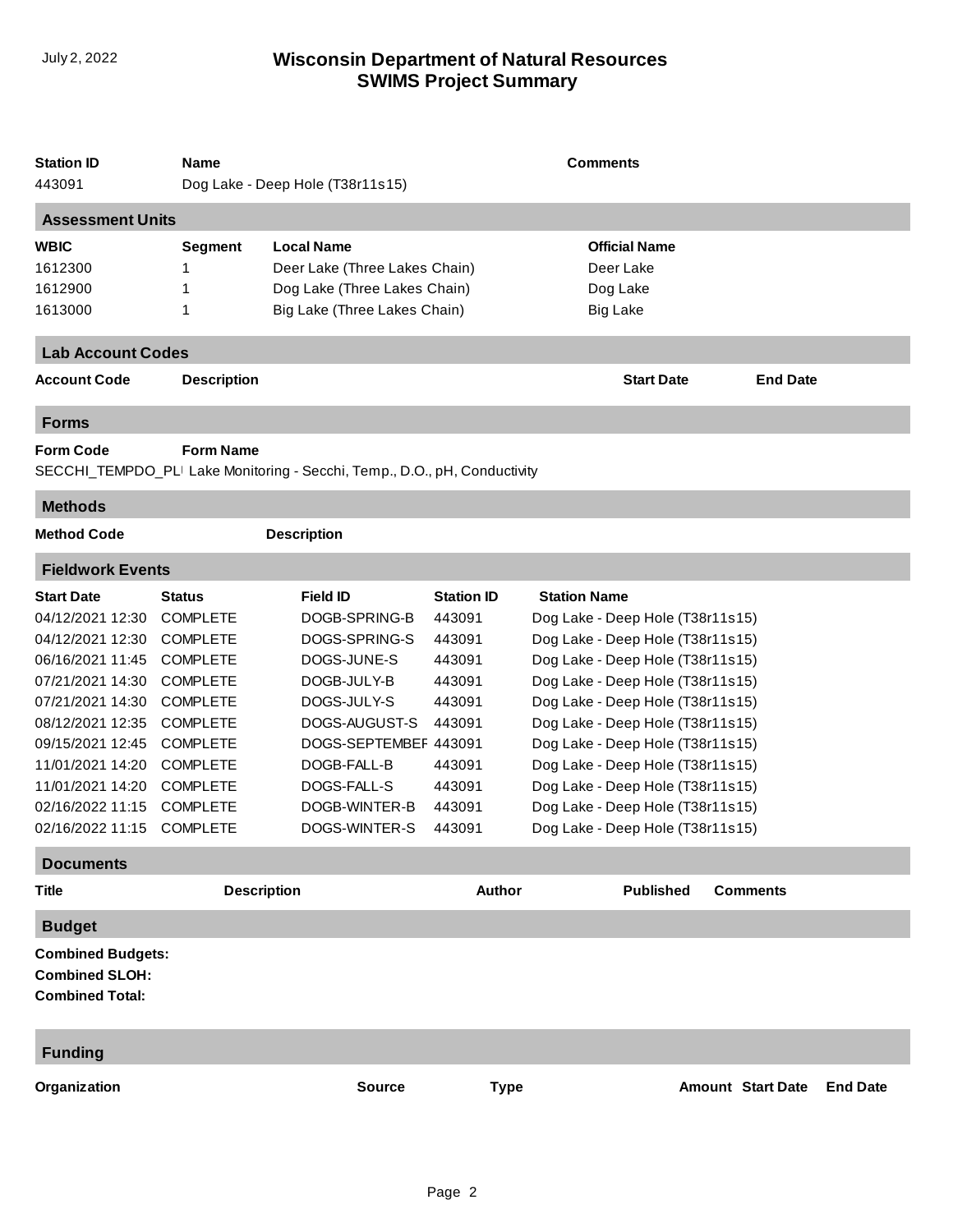# Wisconsin Department of Natural Resources
## SWIMS Project Summary

| Station ID | Name | Comments |
|---|---|---|
| 443091 | Dog Lake - Deep Hole (T38r11s15) | |

### Assessment Units

| WBIC | Segment | Local Name | Official Name |
|---|---|---|---|
| 1612300 | 1 | Deer Lake (Three Lakes Chain) | Deer Lake |
| 1612900 | 1 | Dog Lake (Three Lakes Chain) | Dog Lake |
| 1613000 | 1 | Big Lake (Three Lakes Chain) | Big Lake |

### Lab Account Codes

| Account Code | Description | Start Date | End Date |
|---|---|---|---|

### Forms

| Form Code | Form Name |
|---|---|
| SECCHI_TEMPDO_PLI | Lake Monitoring - Secchi, Temp., D.O., pH, Conductivity |

### Methods

| Method Code | Description |
|---|---|

### Fieldwork Events

| Start Date | Status | Field ID | Station ID | Station Name |
|---|---|---|---|---|
| 04/12/2021 12:30 | COMPLETE | DOGB-SPRING-B | 443091 | Dog Lake - Deep Hole (T38r11s15) |
| 04/12/2021 12:30 | COMPLETE | DOGS-SPRING-S | 443091 | Dog Lake - Deep Hole (T38r11s15) |
| 06/16/2021 11:45 | COMPLETE | DOGS-JUNE-S | 443091 | Dog Lake - Deep Hole (T38r11s15) |
| 07/21/2021 14:30 | COMPLETE | DOGB-JULY-B | 443091 | Dog Lake - Deep Hole (T38r11s15) |
| 07/21/2021 14:30 | COMPLETE | DOGS-JULY-S | 443091 | Dog Lake - Deep Hole (T38r11s15) |
| 08/12/2021 12:35 | COMPLETE | DOGS-AUGUST-S | 443091 | Dog Lake - Deep Hole (T38r11s15) |
| 09/15/2021 12:45 | COMPLETE | DOGS-SEPTEMBEF | 443091 | Dog Lake - Deep Hole (T38r11s15) |
| 11/01/2021 14:20 | COMPLETE | DOGB-FALL-B | 443091 | Dog Lake - Deep Hole (T38r11s15) |
| 11/01/2021 14:20 | COMPLETE | DOGS-FALL-S | 443091 | Dog Lake - Deep Hole (T38r11s15) |
| 02/16/2022 11:15 | COMPLETE | DOGB-WINTER-B | 443091 | Dog Lake - Deep Hole (T38r11s15) |
| 02/16/2022 11:15 | COMPLETE | DOGS-WINTER-S | 443091 | Dog Lake - Deep Hole (T38r11s15) |

### Documents

| Title | Description | Author | Published | Comments |
|---|---|---|---|---|

### Budget

**Combined Budgets:**

**Combined SLOH:**

**Combined Total:**

### Funding

| Organization | Source | Type | Amount | Start Date | End Date |
|---|---|---|---|---|---|